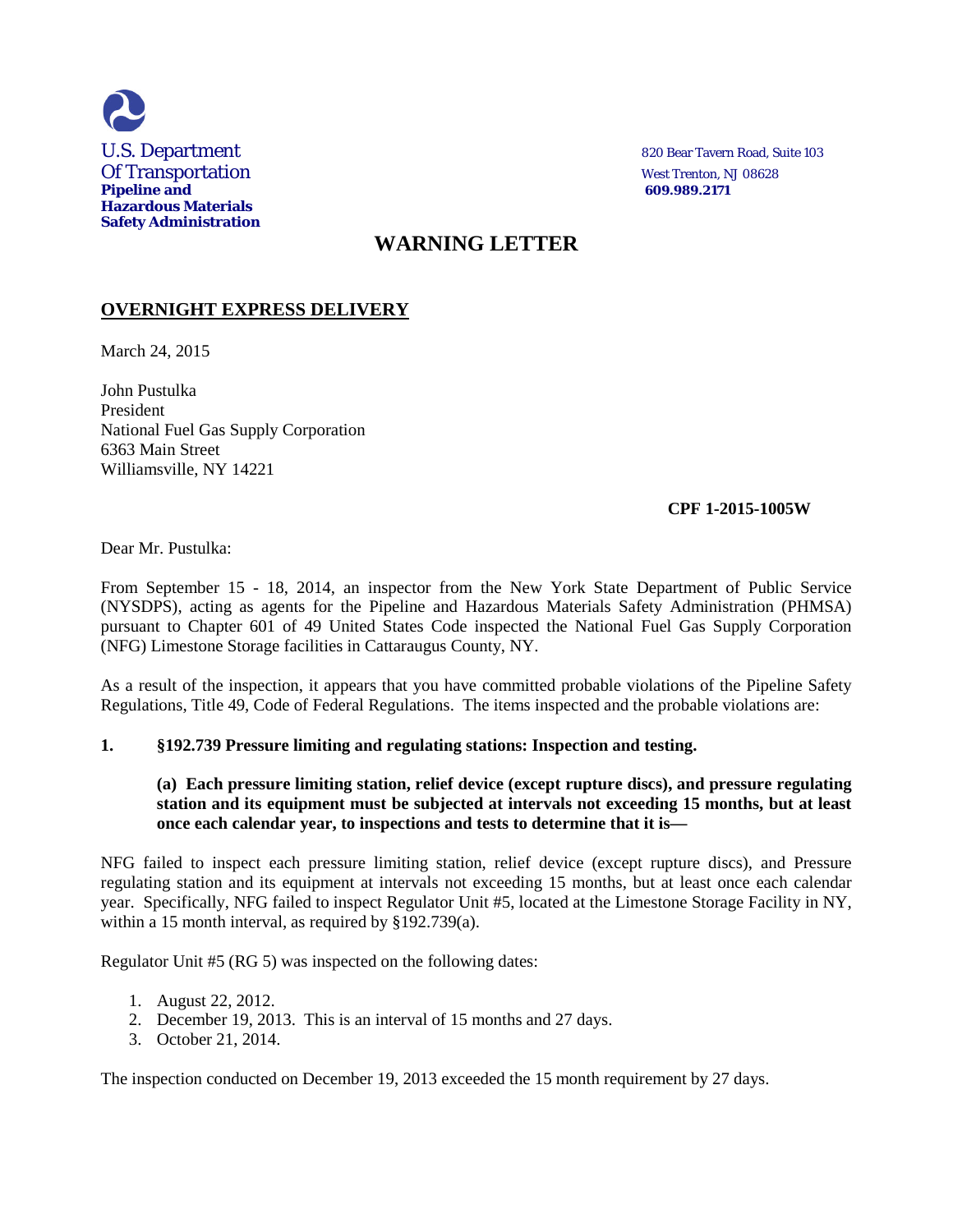U.S. Department
Of Transportation
**Pipeline and Hazardous Materials Safety Administration**

820 Bear Tavern Road, Suite 103
West Trenton, NJ 08628
**609.989.2171**

# WARNING LETTER

**OVERNIGHT EXPRESS DELIVERY**

March 24, 2015

John Pustulka
President
National Fuel Gas Supply Corporation
6363 Main Street
Williamsville, NY 14221

**CPF 1-2015-1005W**

Dear Mr. Pustulka:

From September 15 - 18, 2014, an inspector from the New York State Department of Public Service (NYSDPS), acting as agents for the Pipeline and Hazardous Materials Safety Administration (PHMSA) pursuant to Chapter 601 of 49 United States Code inspected the National Fuel Gas Supply Corporation (NFG) Limestone Storage facilities in Cattaraugus County, NY.

As a result of the inspection, it appears that you have committed probable violations of the Pipeline Safety Regulations, Title 49, Code of Federal Regulations. The items inspected and the probable violations are:

**1. §192.739 Pressure limiting and regulating stations: Inspection and testing.**

**(a) Each pressure limiting station, relief device (except rupture discs), and pressure regulating station and its equipment must be subjected at intervals not exceeding 15 months, but at least once each calendar year, to inspections and tests to determine that it is—**

NFG failed to inspect each pressure limiting station, relief device (except rupture discs), and Pressure regulating station and its equipment at intervals not exceeding 15 months, but at least once each calendar year. Specifically, NFG failed to inspect Regulator Unit #5, located at the Limestone Storage Facility in NY, within a 15 month interval, as required by §192.739(a).

Regulator Unit #5 (RG 5) was inspected on the following dates:

1. August 22, 2012.
2. December 19, 2013. This is an interval of 15 months and 27 days.
3. October 21, 2014.

The inspection conducted on December 19, 2013 exceeded the 15 month requirement by 27 days.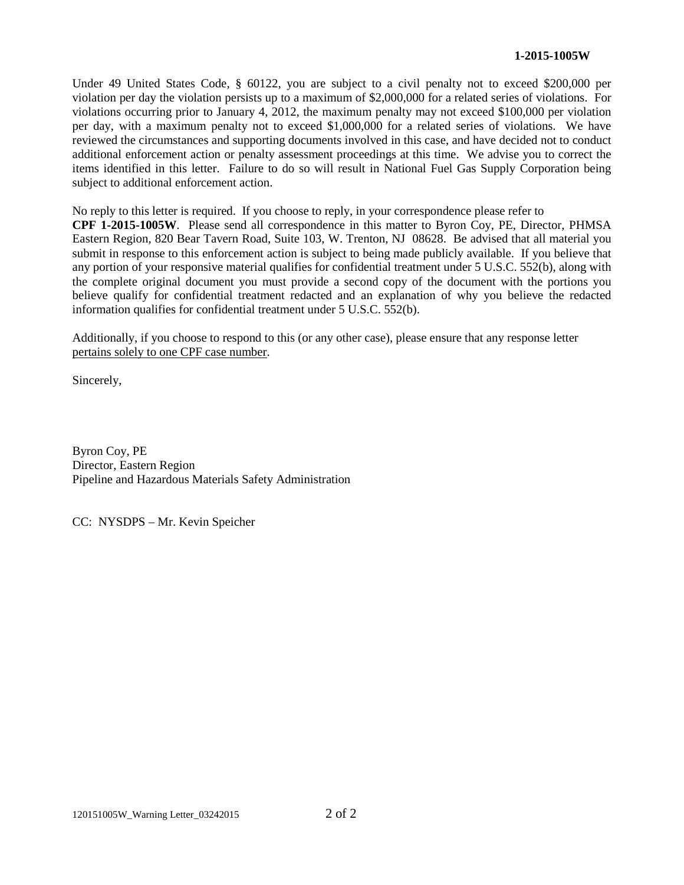Under 49 United States Code, § 60122, you are subject to a civil penalty not to exceed $200,000 per violation per day the violation persists up to a maximum of $2,000,000 for a related series of violations. For violations occurring prior to January 4, 2012, the maximum penalty may not exceed $100,000 per violation per day, with a maximum penalty not to exceed $1,000,000 for a related series of violations. We have reviewed the circumstances and supporting documents involved in this case, and have decided not to conduct additional enforcement action or penalty assessment proceedings at this time. We advise you to correct the items identified in this letter. Failure to do so will result in National Fuel Gas Supply Corporation being subject to additional enforcement action.

No reply to this letter is required. If you choose to reply, in your correspondence please refer to **CPF 1-2015-1005W**. Please send all correspondence in this matter to Byron Coy, PE, Director, PHMSA Eastern Region, 820 Bear Tavern Road, Suite 103, W. Trenton, NJ 08628. Be advised that all material you submit in response to this enforcement action is subject to being made publicly available. If you believe that any portion of your responsive material qualifies for confidential treatment under 5 U.S.C. 552(b), along with the complete original document you must provide a second copy of the document with the portions you believe qualify for confidential treatment redacted and an explanation of why you believe the redacted information qualifies for confidential treatment under 5 U.S.C. 552(b).

Additionally, if you choose to respond to this (or any other case), please ensure that any response letter pertains solely to one CPF case number.

Sincerely,

Byron Coy, PE
Director, Eastern Region
Pipeline and Hazardous Materials Safety Administration

CC: NYSDPS – Mr. Kevin Speicher